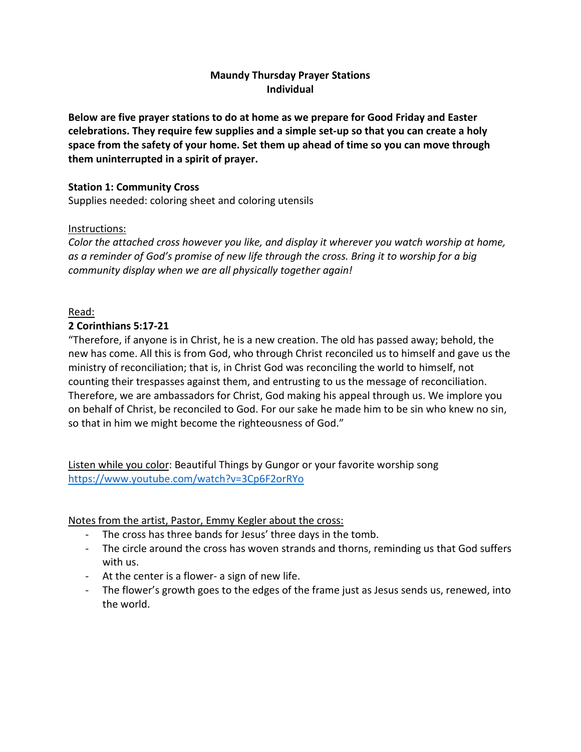# Maundy Thursday Prayer Stations
## Individual

**Below are five prayer stations to do at home as we prepare for Good Friday and Easter celebrations. They require few supplies and a simple set-up so that you can create a holy space from the safety of your home. Set them up ahead of time so you can move through them uninterrupted in a spirit of prayer.**

### Station 1: Community Cross

Supplies needed: coloring sheet and coloring utensils

Instructions:

*Color the attached cross however you like, and display it wherever you watch worship at home, as a reminder of God's promise of new life through the cross. Bring it to worship for a big community display when we are all physically together again!*

Read:

**2 Corinthians 5:17-21**

"Therefore, if anyone is in Christ, he is a new creation. The old has passed away; behold, the new has come. All this is from God, who through Christ reconciled us to himself and gave us the ministry of reconciliation; that is, in Christ God was reconciling the world to himself, not counting their trespasses against them, and entrusting to us the message of reconciliation. Therefore, we are ambassadors for Christ, God making his appeal through us. We implore you on behalf of Christ, be reconciled to God. For our sake he made him to be sin who knew no sin, so that in him we might become the righteousness of God."

Listen while you color: Beautiful Things by Gungor or your favorite worship song
https://www.youtube.com/watch?v=3Cp6F2orRYo

Notes from the artist, Pastor, Emmy Kegler about the cross:

- The cross has three bands for Jesus' three days in the tomb.
- The circle around the cross has woven strands and thorns, reminding us that God suffers with us.
- At the center is a flower- a sign of new life.
- The flower's growth goes to the edges of the frame just as Jesus sends us, renewed, into the world.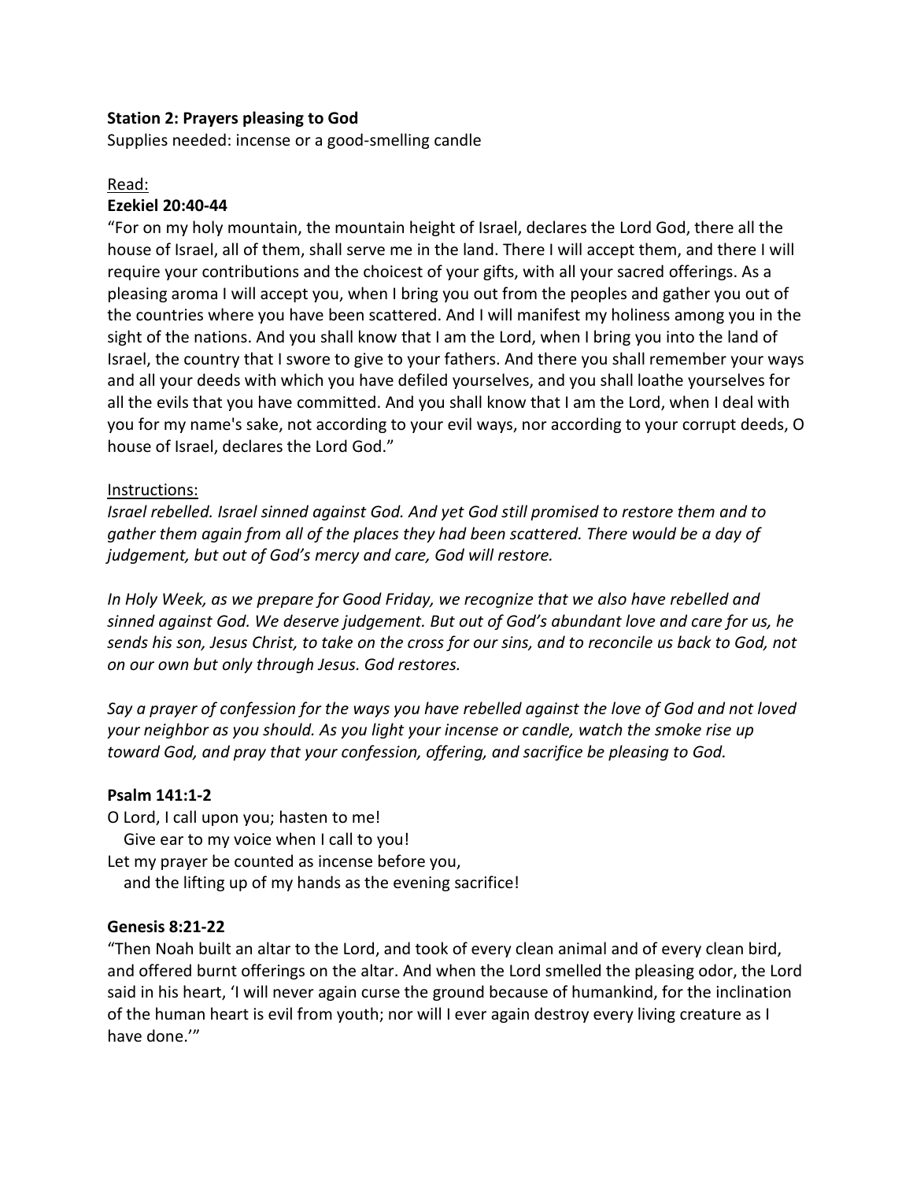**Station 2: Prayers pleasing to God**

Supplies needed: incense or a good-smelling candle

Read:

**Ezekiel 20:40-44**

"For on my holy mountain, the mountain height of Israel, declares the Lord God, there all the house of Israel, all of them, shall serve me in the land. There I will accept them, and there I will require your contributions and the choicest of your gifts, with all your sacred offerings. As a pleasing aroma I will accept you, when I bring you out from the peoples and gather you out of the countries where you have been scattered. And I will manifest my holiness among you in the sight of the nations. And you shall know that I am the Lord, when I bring you into the land of Israel, the country that I swore to give to your fathers. And there you shall remember your ways and all your deeds with which you have defiled yourselves, and you shall loathe yourselves for all the evils that you have committed. And you shall know that I am the Lord, when I deal with you for my name's sake, not according to your evil ways, nor according to your corrupt deeds, O house of Israel, declares the Lord God."

Instructions:

*Israel rebelled. Israel sinned against God. And yet God still promised to restore them and to gather them again from all of the places they had been scattered. There would be a day of judgement, but out of God's mercy and care, God will restore.*

*In Holy Week, as we prepare for Good Friday, we recognize that we also have rebelled and sinned against God. We deserve judgement. But out of God's abundant love and care for us, he sends his son, Jesus Christ, to take on the cross for our sins, and to reconcile us back to God, not on our own but only through Jesus. God restores.*

*Say a prayer of confession for the ways you have rebelled against the love of God and not loved your neighbor as you should. As you light your incense or candle, watch the smoke rise up toward God, and pray that your confession, offering, and sacrifice be pleasing to God.*

**Psalm 141:1-2**

O Lord, I call upon you; hasten to me!
   Give ear to my voice when I call to you!
Let my prayer be counted as incense before you,
   and the lifting up of my hands as the evening sacrifice!

**Genesis 8:21-22**

"Then Noah built an altar to the Lord, and took of every clean animal and of every clean bird, and offered burnt offerings on the altar. And when the Lord smelled the pleasing odor, the Lord said in his heart, 'I will never again curse the ground because of humankind, for the inclination of the human heart is evil from youth; nor will I ever again destroy every living creature as I have done.'"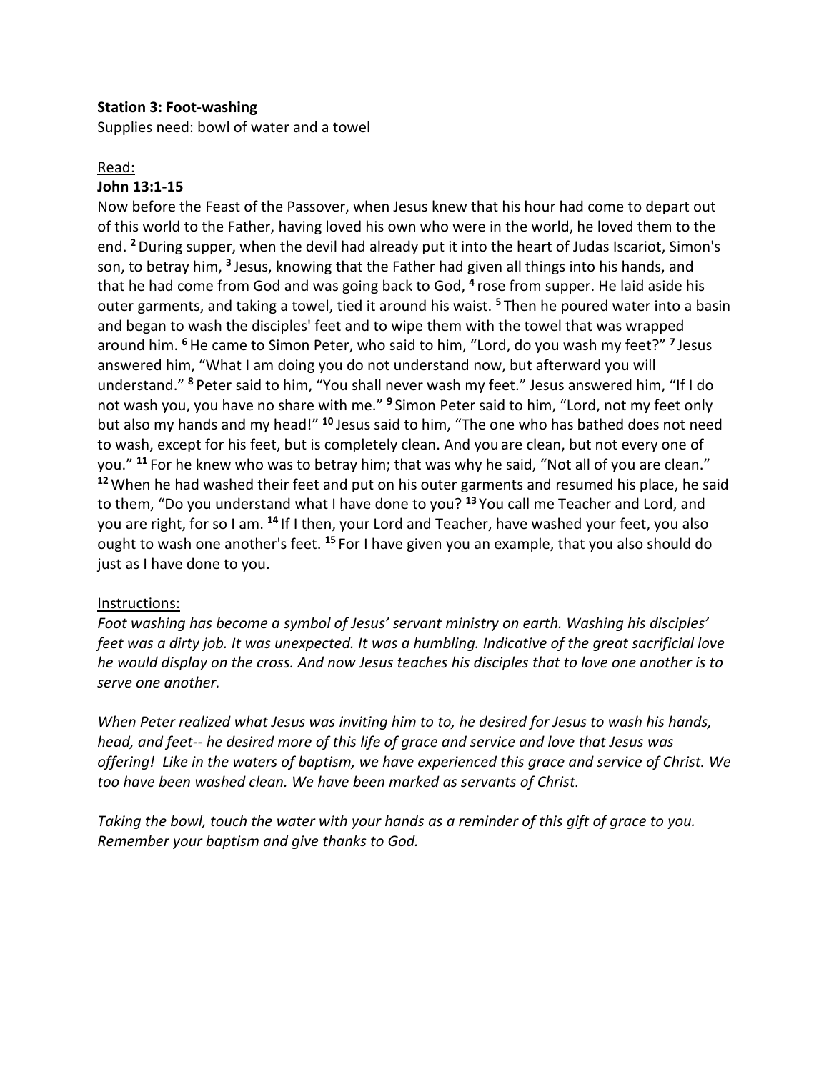**Station 3: Foot-washing**

Supplies need: bowl of water and a towel

Read:

**John 13:1-15**

Now before the Feast of the Passover, when Jesus knew that his hour had come to depart out of this world to the Father, having loved his own who were in the world, he loved them to the end. **2** During supper, when the devil had already put it into the heart of Judas Iscariot, Simon's son, to betray him, **3** Jesus, knowing that the Father had given all things into his hands, and that he had come from God and was going back to God, **4** rose from supper. He laid aside his outer garments, and taking a towel, tied it around his waist. **5** Then he poured water into a basin and began to wash the disciples' feet and to wipe them with the towel that was wrapped around him. **6** He came to Simon Peter, who said to him, "Lord, do you wash my feet?" **7** Jesus answered him, "What I am doing you do not understand now, but afterward you will understand." **8** Peter said to him, "You shall never wash my feet." Jesus answered him, "If I do not wash you, you have no share with me." **9** Simon Peter said to him, "Lord, not my feet only but also my hands and my head!" **10** Jesus said to him, "The one who has bathed does not need to wash, except for his feet, but is completely clean. And you are clean, but not every one of you." **11** For he knew who was to betray him; that was why he said, "Not all of you are clean." **12** When he had washed their feet and put on his outer garments and resumed his place, he said to them, "Do you understand what I have done to you? **13** You call me Teacher and Lord, and you are right, for so I am. **14** If I then, your Lord and Teacher, have washed your feet, you also ought to wash one another's feet. **15** For I have given you an example, that you also should do just as I have done to you.

Instructions:

*Foot washing has become a symbol of Jesus' servant ministry on earth. Washing his disciples' feet was a dirty job. It was unexpected. It was a humbling. Indicative of the great sacrificial love he would display on the cross. And now Jesus teaches his disciples that to love one another is to serve one another.*

*When Peter realized what Jesus was inviting him to to, he desired for Jesus to wash his hands, head, and feet-- he desired more of this life of grace and service and love that Jesus was offering! Like in the waters of baptism, we have experienced this grace and service of Christ. We too have been washed clean. We have been marked as servants of Christ.*

*Taking the bowl, touch the water with your hands as a reminder of this gift of grace to you. Remember your baptism and give thanks to God.*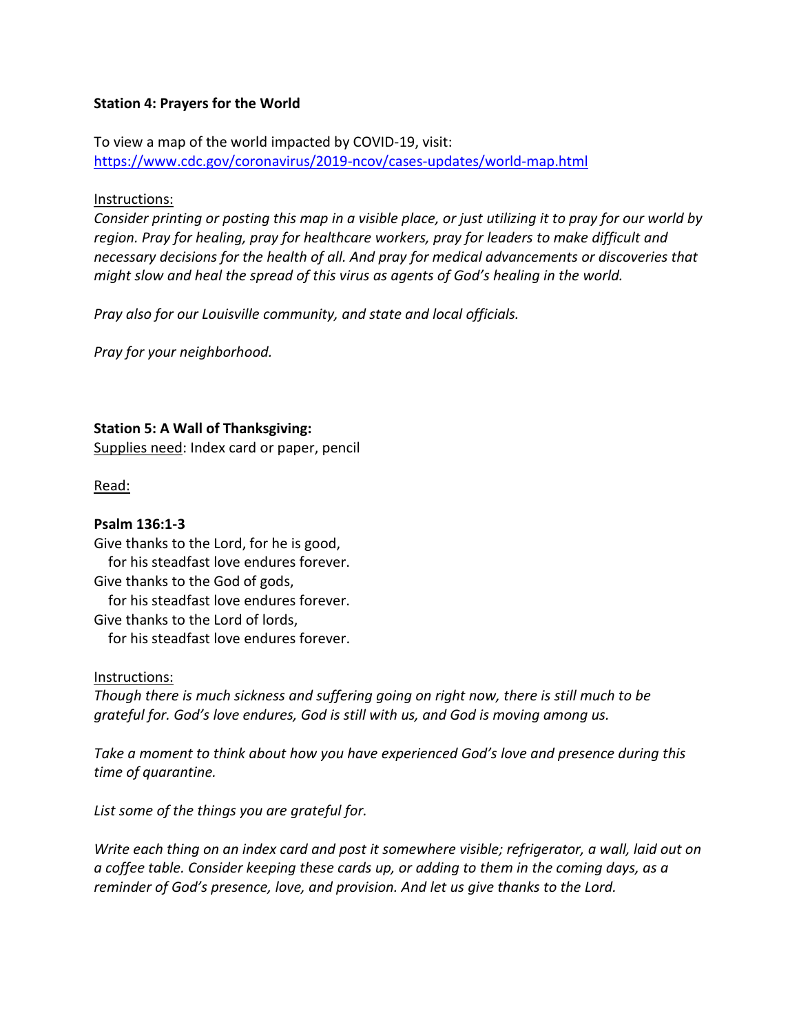**Station 4: Prayers for the World**

To view a map of the world impacted by COVID-19, visit:
https://www.cdc.gov/coronavirus/2019-ncov/cases-updates/world-map.html

Instructions:

*Consider printing or posting this map in a visible place, or just utilizing it to pray for our world by region. Pray for healing, pray for healthcare workers, pray for leaders to make difficult and necessary decisions for the health of all. And pray for medical advancements or discoveries that might slow and heal the spread of this virus as agents of God's healing in the world.*

*Pray also for our Louisville community, and state and local officials.*

*Pray for your neighborhood.*

**Station 5: A Wall of Thanksgiving:**

Supplies need: Index card or paper, pencil

Read:

**Psalm 136:1-3**

Give thanks to the Lord, for he is good,
  for his steadfast love endures forever.
Give thanks to the God of gods,
  for his steadfast love endures forever.
Give thanks to the Lord of lords,
  for his steadfast love endures forever.

Instructions:

*Though there is much sickness and suffering going on right now, there is still much to be grateful for. God's love endures, God is still with us, and God is moving among us.*

*Take a moment to think about how you have experienced God's love and presence during this time of quarantine.*

*List some of the things you are grateful for.*

*Write each thing on an index card and post it somewhere visible; refrigerator, a wall, laid out on a coffee table. Consider keeping these cards up, or adding to them in the coming days, as a reminder of God's presence, love, and provision. And let us give thanks to the Lord.*